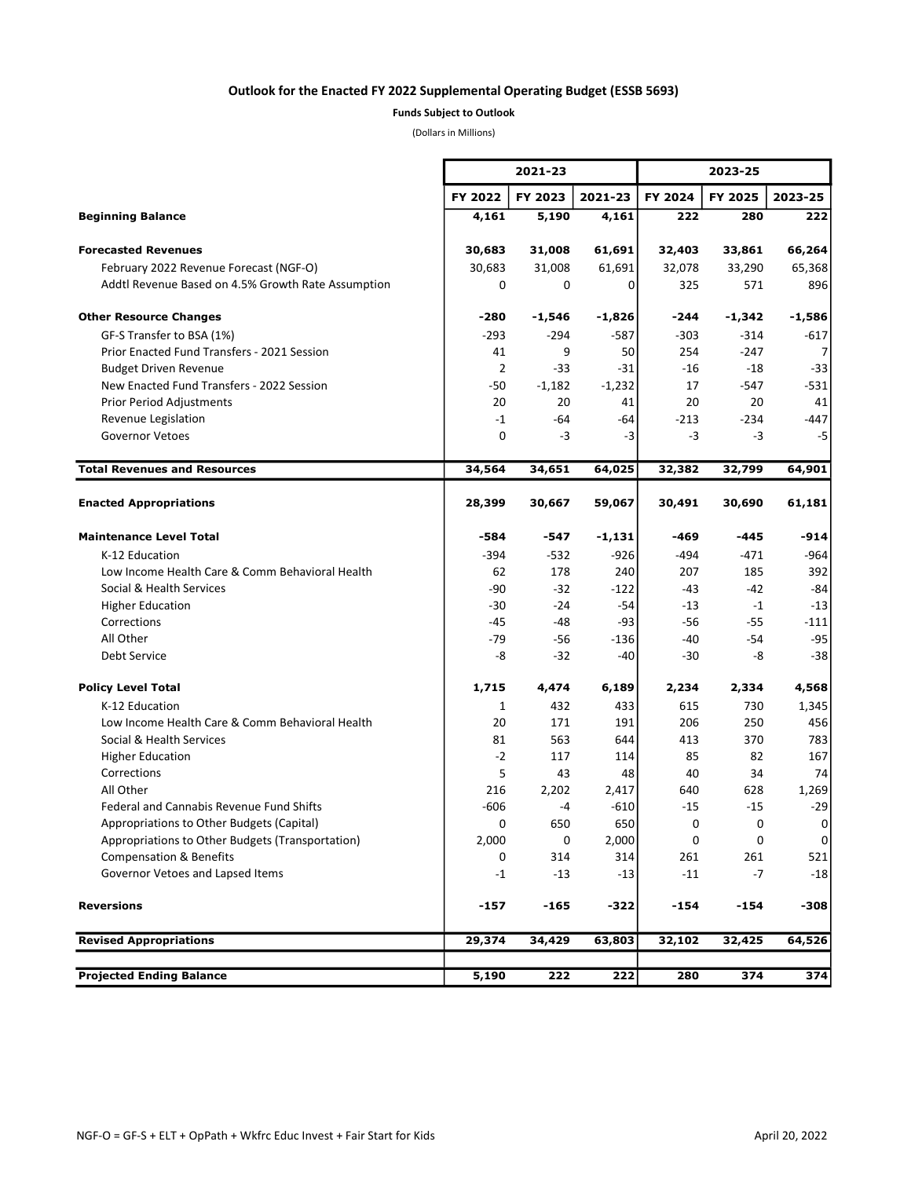### Outlook for the Enacted FY 2022 Supplemental Operating Budget (ESSB 5693)

**Funds Subject to Outlook**

(Dollars in Millions)

| | 2021-23 | | | 2023-25 | | |
|---|---|---|---|---|---|---|
| | FY 2022 | FY 2023 | 2021-23 | FY 2024 | FY 2025 | 2023-25 |
| **Beginning Balance** | **4,161** | **5,190** | **4,161** | **222** | **280** | **222** |
| **Forecasted Revenues** | **30,683** | **31,008** | **61,691** | **32,403** | **33,861** | **66,264** |
| February 2022 Revenue Forecast (NGF-O) | 30,683 | 31,008 | 61,691 | 32,078 | 33,290 | 65,368 |
| Addtl Revenue Based on 4.5% Growth Rate Assumption | 0 | 0 | 0 | 325 | 571 | 896 |
| **Other Resource Changes** | **-280** | **-1,546** | **-1,826** | **-244** | **-1,342** | **-1,586** |
| GF-S Transfer to BSA (1%) | -293 | -294 | -587 | -303 | -314 | -617 |
| Prior Enacted Fund Transfers - 2021 Session | 41 | 9 | 50 | 254 | -247 | 7 |
| Budget Driven Revenue | 2 | -33 | -31 | -16 | -18 | -33 |
| New Enacted Fund Transfers - 2022 Session | -50 | -1,182 | -1,232 | 17 | -547 | -531 |
| Prior Period Adjustments | 20 | 20 | 41 | 20 | 20 | 41 |
| Revenue Legislation | -1 | -64 | -64 | -213 | -234 | -447 |
| Governor Vetoes | 0 | -3 | -3 | -3 | -3 | -5 |
| **Total Revenues and Resources** | **34,564** | **34,651** | **64,025** | **32,382** | **32,799** | **64,901** |
| **Enacted Appropriations** | **28,399** | **30,667** | **59,067** | **30,491** | **30,690** | **61,181** |
| **Maintenance Level Total** | **-584** | **-547** | **-1,131** | **-469** | **-445** | **-914** |
| K-12 Education | -394 | -532 | -926 | -494 | -471 | -964 |
| Low Income Health Care & Comm Behavioral Health | 62 | 178 | 240 | 207 | 185 | 392 |
| Social & Health Services | -90 | -32 | -122 | -43 | -42 | -84 |
| Higher Education | -30 | -24 | -54 | -13 | -1 | -13 |
| Corrections | -45 | -48 | -93 | -56 | -55 | -111 |
| All Other | -79 | -56 | -136 | -40 | -54 | -95 |
| Debt Service | -8 | -32 | -40 | -30 | -8 | -38 |
| **Policy Level Total** | **1,715** | **4,474** | **6,189** | **2,234** | **2,334** | **4,568** |
| K-12 Education | 1 | 432 | 433 | 615 | 730 | 1,345 |
| Low Income Health Care & Comm Behavioral Health | 20 | 171 | 191 | 206 | 250 | 456 |
| Social & Health Services | 81 | 563 | 644 | 413 | 370 | 783 |
| Higher Education | -2 | 117 | 114 | 85 | 82 | 167 |
| Corrections | 5 | 43 | 48 | 40 | 34 | 74 |
| All Other | 216 | 2,202 | 2,417 | 640 | 628 | 1,269 |
| Federal and Cannabis Revenue Fund Shifts | -606 | -4 | -610 | -15 | -15 | -29 |
| Appropriations to Other Budgets (Capital) | 0 | 650 | 650 | 0 | 0 | 0 |
| Appropriations to Other Budgets (Transportation) | 2,000 | 0 | 2,000 | 0 | 0 | 0 |
| Compensation & Benefits | 0 | 314 | 314 | 261 | 261 | 521 |
| Governor Vetoes and Lapsed Items | -1 | -13 | -13 | -11 | -7 | -18 |
| **Reversions** | **-157** | **-165** | **-322** | **-154** | **-154** | **-308** |
| **Revised Appropriations** | **29,374** | **34,429** | **63,803** | **32,102** | **32,425** | **64,526** |
| **Projected Ending Balance** | **5,190** | **222** | **222** | **280** | **374** | **374** |

NGF-O = GF-S + ELT + OpPath + Wkfrc Educ Invest + Fair Start for Kids

April 20, 2022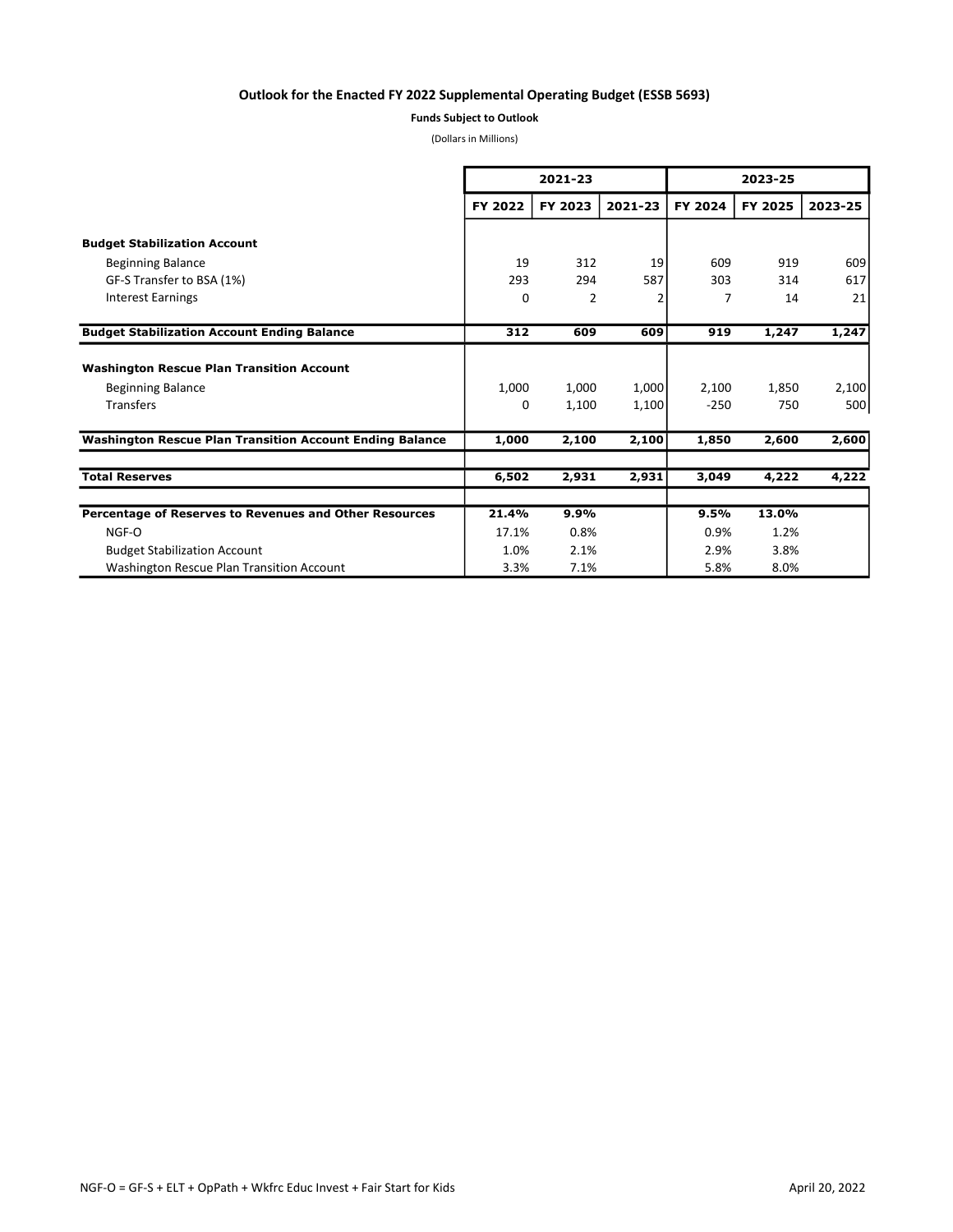### Outlook for the Enacted FY 2022 Supplemental Operating Budget (ESSB 5693)

**Funds Subject to Outlook**

(Dollars in Millions)

| | 2021-23 | | | 2023-25 | | |
|---|---|---|---|---|---|---|
| | FY 2022 | FY 2023 | 2021-23 | FY 2024 | FY 2025 | 2023-25 |
| **Budget Stabilization Account** | | | | | | |
| Beginning Balance | 19 | 312 | 19 | 609 | 919 | 609 |
| GF-S Transfer to BSA (1%) | 293 | 294 | 587 | 303 | 314 | 617 |
| Interest Earnings | 0 | 2 | 2 | 7 | 14 | 21 |
| **Budget Stabilization Account Ending Balance** | **312** | **609** | **609** | **919** | **1,247** | **1,247** |
| **Washington Rescue Plan Transition Account** | | | | | | |
| Beginning Balance | 1,000 | 1,000 | 1,000 | 2,100 | 1,850 | 2,100 |
| Transfers | 0 | 1,100 | 1,100 | -250 | 750 | 500 |
| **Washington Rescue Plan Transition Account Ending Balance** | **1,000** | **2,100** | **2,100** | **1,850** | **2,600** | **2,600** |
| **Total Reserves** | **6,502** | **2,931** | **2,931** | **3,049** | **4,222** | **4,222** |
| **Percentage of Reserves to Revenues and Other Resources** | **21.4%** | **9.9%** | | **9.5%** | **13.0%** | |
| NGF-O | 17.1% | 0.8% | | 0.9% | 1.2% | |
| Budget Stabilization Account | 1.0% | 2.1% | | 2.9% | 3.8% | |
| Washington Rescue Plan Transition Account | 3.3% | 7.1% | | 5.8% | 8.0% | |

NGF-O = GF-S + ELT + OpPath + Wkfrc Educ Invest + Fair Start for Kids

April 20, 2022